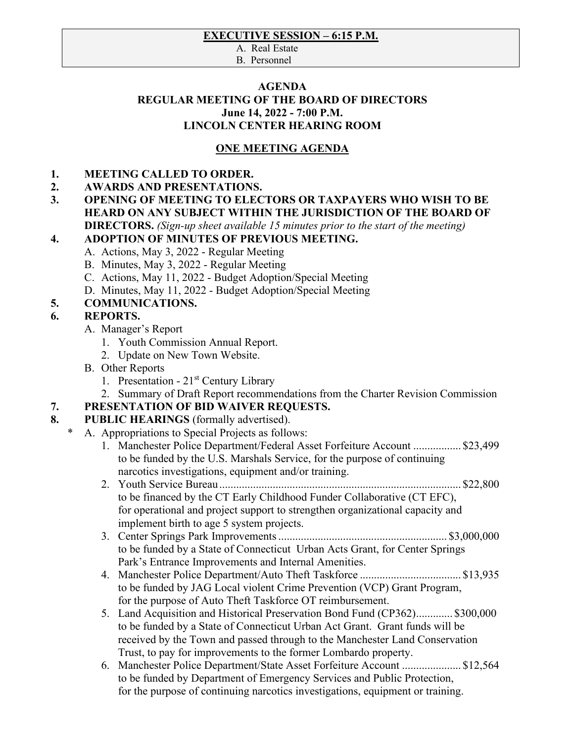**EXECUTIVE SESSION – 6:15 P.M.**

A. Real Estate
B. Personnel

# AGENDA
## REGULAR MEETING OF THE BOARD OF DIRECTORS
## June 14, 2022 - 7:00 P.M.
## LINCOLN CENTER HEARING ROOM

**ONE MEETING AGENDA**

1. **MEETING CALLED TO ORDER.**
2. **AWARDS AND PRESENTATIONS.**
3. **OPENING OF MEETING TO ELECTORS OR TAXPAYERS WHO WISH TO BE HEARD ON ANY SUBJECT WITHIN THE JURISDICTION OF THE BOARD OF DIRECTORS.** *(Sign-up sheet available 15 minutes prior to the start of the meeting)*
4. **ADOPTION OF MINUTES OF PREVIOUS MEETING.**
   - A. Actions, May 3, 2022 - Regular Meeting
   - B. Minutes, May 3, 2022 - Regular Meeting
   - C. Actions, May 11, 2022 - Budget Adoption/Special Meeting
   - D. Minutes, May 11, 2022 - Budget Adoption/Special Meeting
5. **COMMUNICATIONS.**
6. **REPORTS.**
   - A. Manager's Report
     1. Youth Commission Annual Report.
     2. Update on New Town Website.
   - B. Other Reports
     1. Presentation - 21st Century Library
     2. Summary of Draft Report recommendations from the Charter Revision Commission
7. **PRESENTATION OF BID WAIVER REQUESTS.**
8. **PUBLIC HEARINGS** (formally advertised).
   - \* A. Appropriations to Special Projects as follows:
     1. Manchester Police Department/Federal Asset Forfeiture Account ................. $23,499 to be funded by the U.S. Marshals Service, for the purpose of continuing narcotics investigations, equipment and/or training.
     2. Youth Service Bureau ..................................................................................... $22,800 to be financed by the CT Early Childhood Funder Collaborative (CT EFC), for operational and project support to strengthen organizational capacity and implement birth to age 5 system projects.
     3. Center Springs Park Improvements ........................................................... $3,000,000 to be funded by a State of Connecticut Urban Acts Grant, for Center Springs Park's Entrance Improvements and Internal Amenities.
     4. Manchester Police Department/Auto Theft Taskforce .................................... $13,935 to be funded by JAG Local violent Crime Prevention (VCP) Grant Program, for the purpose of Auto Theft Taskforce OT reimbursement.
     5. Land Acquisition and Historical Preservation Bond Fund (CP362)............. $300,000 to be funded by a State of Connecticut Urban Act Grant. Grant funds will be received by the Town and passed through to the Manchester Land Conservation Trust, to pay for improvements to the former Lombardo property.
     6. Manchester Police Department/State Asset Forfeiture Account ..................... $12,564 to be funded by Department of Emergency Services and Public Protection, for the purpose of continuing narcotics investigations, equipment or training.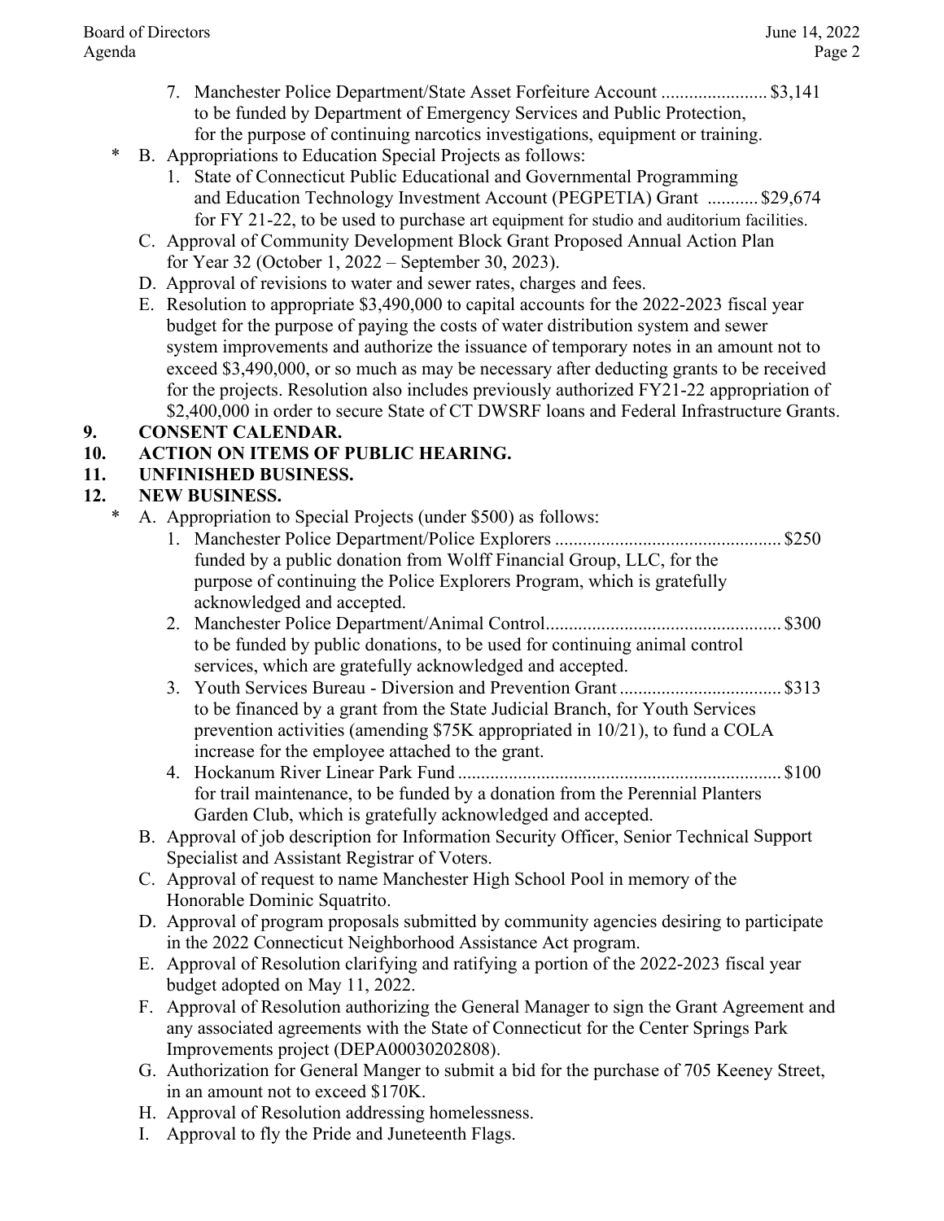7. Manchester Police Department/State Asset Forfeiture Account ....................... $3,141
   to be funded by Department of Emergency Services and Public Protection, for the purpose of continuing narcotics investigations, equipment or training.

\* B. Appropriations to Education Special Projects as follows:
   1. State of Connecticut Public Educational and Governmental Programming and Education Technology Investment Account (PEGPETIA) Grant ........... $29,674
      for FY 21-22, to be used to purchase art equipment for studio and auditorium facilities.

C. Approval of Community Development Block Grant Proposed Annual Action Plan for Year 32 (October 1, 2022 – September 30, 2023).

D. Approval of revisions to water and sewer rates, charges and fees.

E. Resolution to appropriate $3,490,000 to capital accounts for the 2022-2023 fiscal year budget for the purpose of paying the costs of water distribution system and sewer system improvements and authorize the issuance of temporary notes in an amount not to exceed $3,490,000, or so much as may be necessary after deducting grants to be received for the projects. Resolution also includes previously authorized FY21-22 appropriation of $2,400,000 in order to secure State of CT DWSRF loans and Federal Infrastructure Grants.

**9. CONSENT CALENDAR.**

**10. ACTION ON ITEMS OF PUBLIC HEARING.**

**11. UNFINISHED BUSINESS.**

**12. NEW BUSINESS.**

\* A. Appropriation to Special Projects (under $500) as follows:
   1. Manchester Police Department/Police Explorers ................................................ $250
      funded by a public donation from Wolff Financial Group, LLC, for the purpose of continuing the Police Explorers Program, which is gratefully acknowledged and accepted.
   2. Manchester Police Department/Animal Control.................................................. $300
      to be funded by public donations, to be used for continuing animal control services, which are gratefully acknowledged and accepted.
   3. Youth Services Bureau - Diversion and Prevention Grant .................................. $313
      to be financed by a grant from the State Judicial Branch, for Youth Services prevention activities (amending $75K appropriated in 10/21), to fund a COLA increase for the employee attached to the grant.
   4. Hockanum River Linear Park Fund ..................................................................... $100
      for trail maintenance, to be funded by a donation from the Perennial Planters Garden Club, which is gratefully acknowledged and accepted.

B. Approval of job description for Information Security Officer, Senior Technical Support Specialist and Assistant Registrar of Voters.

C. Approval of request to name Manchester High School Pool in memory of the Honorable Dominic Squatrito.

D. Approval of program proposals submitted by community agencies desiring to participate in the 2022 Connecticut Neighborhood Assistance Act program.

E. Approval of Resolution clarifying and ratifying a portion of the 2022-2023 fiscal year budget adopted on May 11, 2022.

F. Approval of Resolution authorizing the General Manager to sign the Grant Agreement and any associated agreements with the State of Connecticut for the Center Springs Park Improvements project (DEPA00030202808).

G. Authorization for General Manger to submit a bid for the purchase of 705 Keeney Street, in an amount not to exceed $170K.

H. Approval of Resolution addressing homelessness.

I. Approval to fly the Pride and Juneteenth Flags.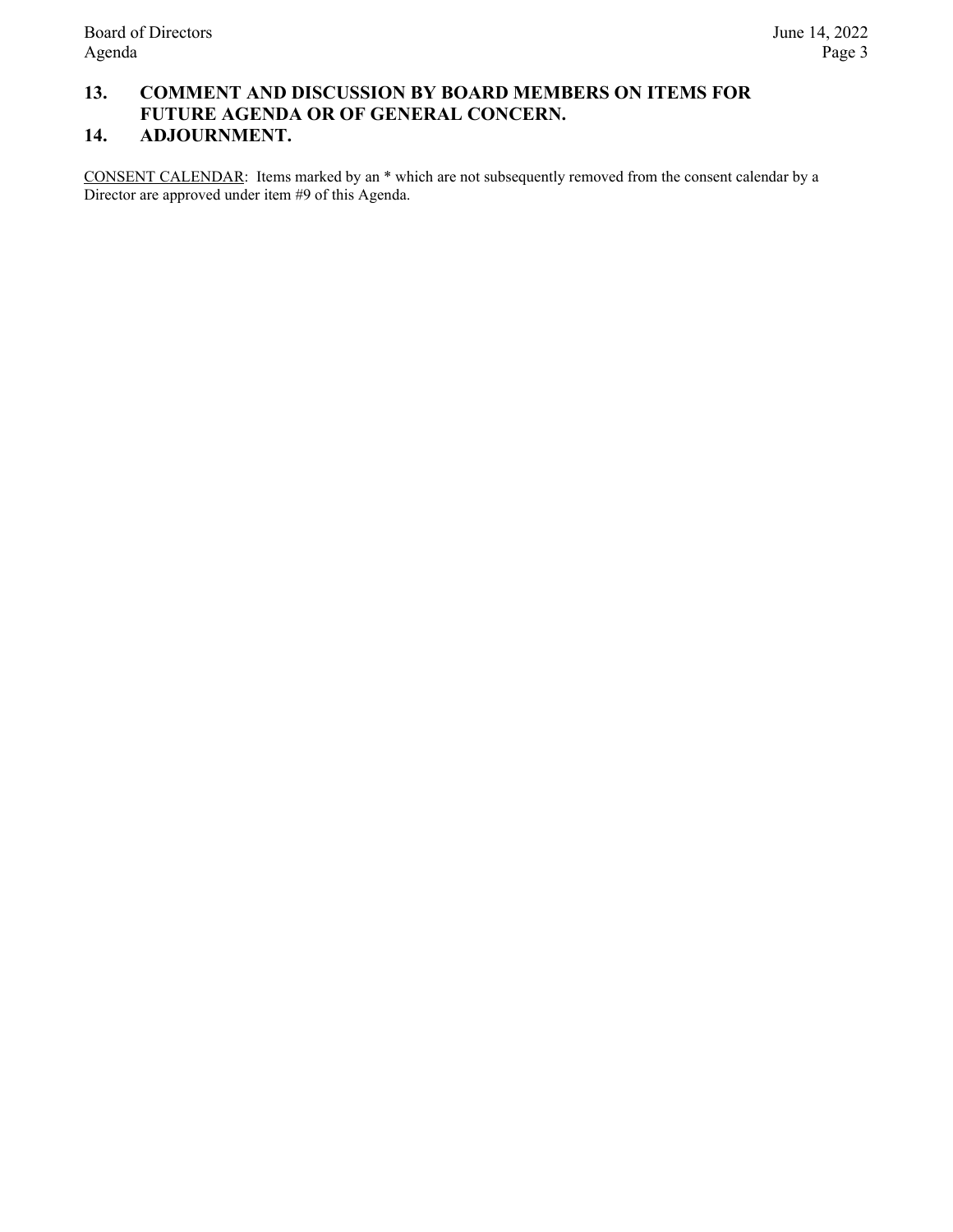**13. COMMENT AND DISCUSSION BY BOARD MEMBERS ON ITEMS FOR FUTURE AGENDA OR OF GENERAL CONCERN.**

**14. ADJOURNMENT.**

<u>CONSENT CALENDAR</u>: Items marked by an * which are not subsequently removed from the consent calendar by a Director are approved under item #9 of this Agenda.